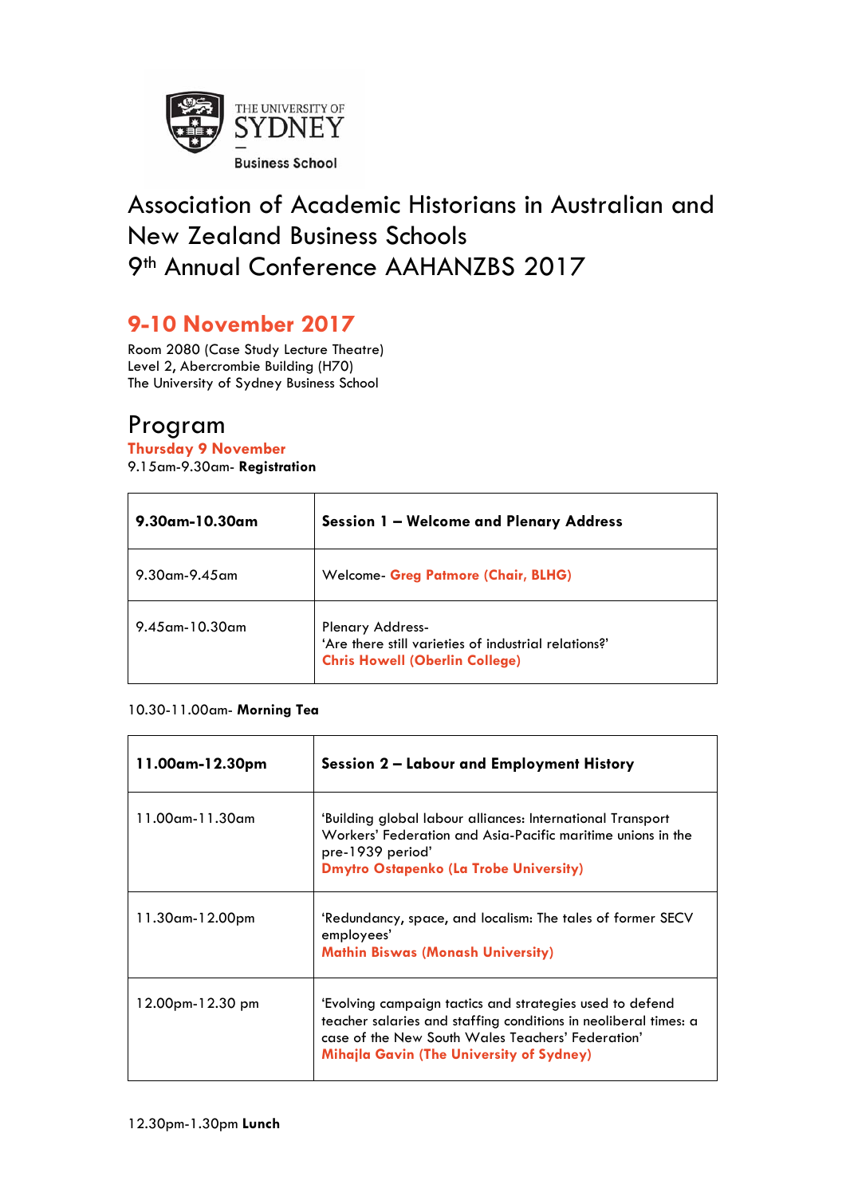THE UNIVERSITY OF SYDNEY
Business School

# Association of Academic Historians in Australian and New Zealand Business Schools
# 9th Annual Conference AAHANZBS 2017

## 9-10 November 2017

Room 2080 (Case Study Lecture Theatre)
Level 2, Abercrombie Building (H70)
The University of Sydney Business School

## Program

### Thursday 9 November

9.15am-9.30am- **Registration**

| **9.30am-10.30am** | **Session 1 – Welcome and Plenary Address** |
|---|---|
| 9.30am-9.45am | Welcome- **Greg Patmore (Chair, BLHG)** |
| 9.45am-10.30am | Plenary Address- 'Are there still varieties of industrial relations?' **Chris Howell (Oberlin College)** |

10.30-11.00am- **Morning Tea**

| **11.00am-12.30pm** | **Session 2 – Labour and Employment History** |
|---|---|
| 11.00am-11.30am | 'Building global labour alliances: International Transport Workers' Federation and Asia-Pacific maritime unions in the pre-1939 period' **Dmytro Ostapenko (La Trobe University)** |
| 11.30am-12.00pm | 'Redundancy, space, and localism: The tales of former SECV employees' **Mathin Biswas (Monash University)** |
| 12.00pm-12.30 pm | 'Evolving campaign tactics and strategies used to defend teacher salaries and staffing conditions in neoliberal times: a case of the New South Wales Teachers' Federation' **Mihajla Gavin (The University of Sydney)** |

12.30pm-1.30pm **Lunch**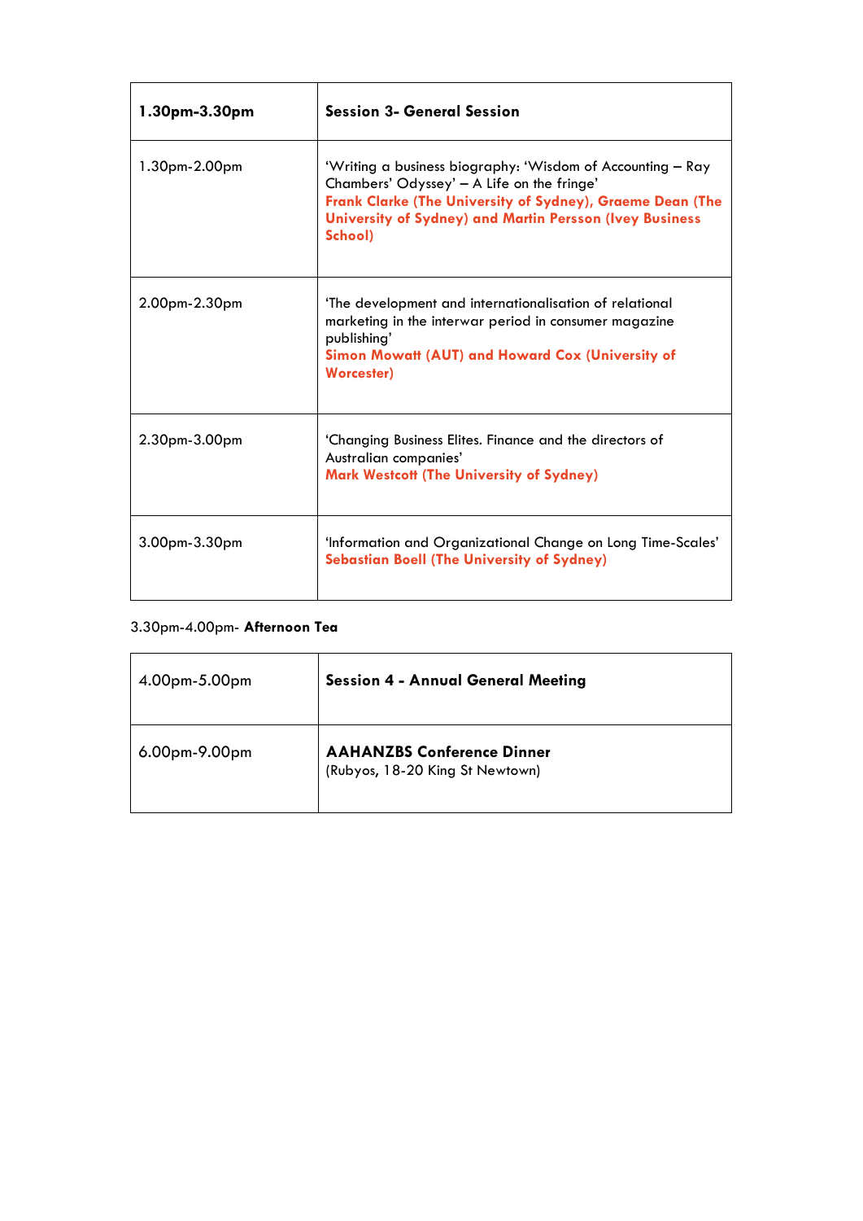| **1.30pm-3.30pm** | **Session 3- General Session** |
|---|---|
| 1.30pm-2.00pm | 'Writing a business biography: 'Wisdom of Accounting – Ray Chambers' Odyssey' – A Life on the fringe'<br>**Frank Clarke (The University of Sydney), Graeme Dean (The University of Sydney) and Martin Persson (Ivey Business School)** |
| 2.00pm-2.30pm | 'The development and internationalisation of relational marketing in the interwar period in consumer magazine publishing'<br>**Simon Mowatt (AUT) and Howard Cox (University of Worcester)** |
| 2.30pm-3.00pm | 'Changing Business Elites. Finance and the directors of Australian companies'<br>**Mark Westcott (The University of Sydney)** |
| 3.00pm-3.30pm | 'Information and Organizational Change on Long Time-Scales'<br>**Sebastian Boell (The University of Sydney)** |

3.30pm-4.00pm- **Afternoon Tea**

| 4.00pm-5.00pm | **Session 4 - Annual General Meeting** |
|---|---|
| 6.00pm-9.00pm | **AAHANZBS Conference Dinner**<br>(Rubyos, 18-20 King St Newtown) |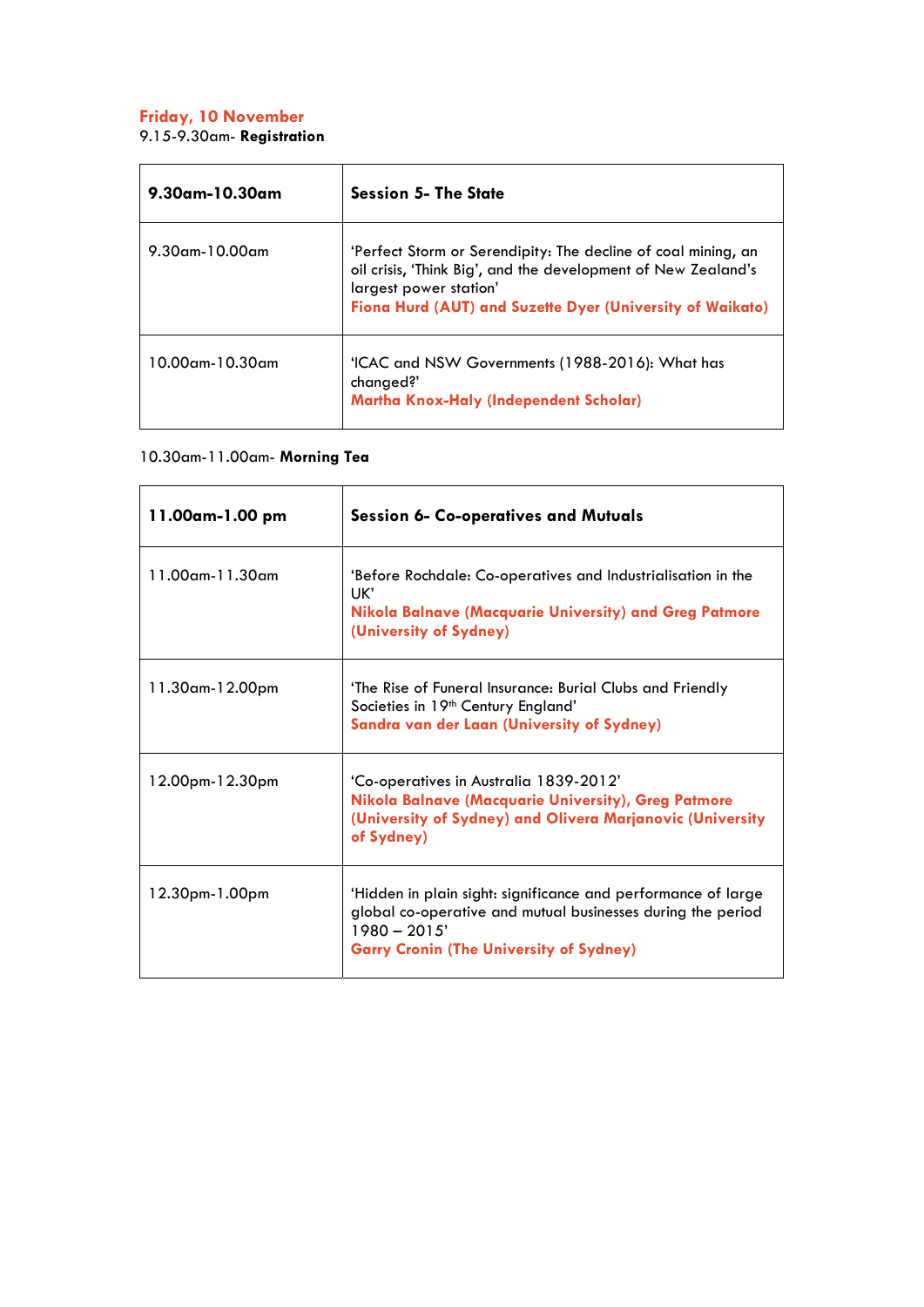## Friday, 10 November

9.15-9.30am- **Registration**

| **9.30am-10.30am** | **Session 5- The State** |
| --- | --- |
| 9.30am-10.00am | 'Perfect Storm or Serendipity: The decline of coal mining, an oil crisis, 'Think Big', and the development of New Zealand's largest power station'<br>**Fiona Hurd (AUT) and Suzette Dyer (University of Waikato)** |
| 10.00am-10.30am | 'ICAC and NSW Governments (1988-2016): What has changed?'<br>**Martha Knox-Haly (Independent Scholar)** |

10.30am-11.00am- **Morning Tea**

| **11.00am-1.00 pm** | **Session 6- Co-operatives and Mutuals** |
| --- | --- |
| 11.00am-11.30am | 'Before Rochdale: Co-operatives and Industrialisation in the UK'<br>**Nikola Balnave (Macquarie University) and Greg Patmore (University of Sydney)** |
| 11.30am-12.00pm | 'The Rise of Funeral Insurance: Burial Clubs and Friendly Societies in 19th Century England'<br>**Sandra van der Laan (University of Sydney)** |
| 12.00pm-12.30pm | 'Co-operatives in Australia 1839-2012'<br>**Nikola Balnave (Macquarie University), Greg Patmore (University of Sydney) and Olivera Marjanovic (University of Sydney)** |
| 12.30pm-1.00pm | 'Hidden in plain sight: significance and performance of large global co-operative and mutual businesses during the period 1980 – 2015'<br>**Garry Cronin (The University of Sydney)** |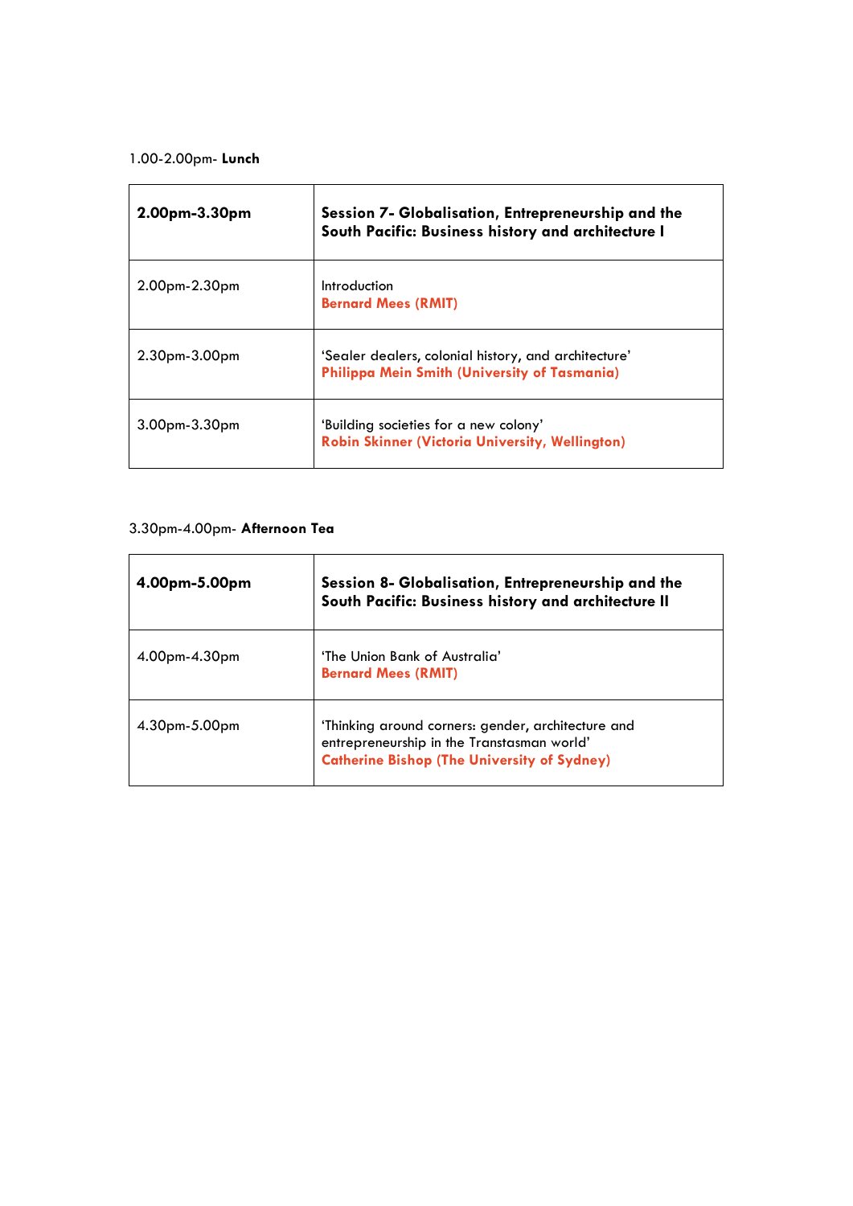1.00-2.00pm- **Lunch**

| **2.00pm-3.30pm** | **Session 7- Globalisation, Entrepreneurship and the South Pacific: Business history and architecture I** |
|---|---|
| 2.00pm-2.30pm | Introduction<br>**Bernard Mees (RMIT)** |
| 2.30pm-3.00pm | 'Sealer dealers, colonial history, and architecture'<br>**Philippa Mein Smith (University of Tasmania)** |
| 3.00pm-3.30pm | 'Building societies for a new colony'<br>**Robin Skinner (Victoria University, Wellington)** |

3.30pm-4.00pm- **Afternoon Tea**

| **4.00pm-5.00pm** | **Session 8- Globalisation, Entrepreneurship and the South Pacific: Business history and architecture II** |
|---|---|
| 4.00pm-4.30pm | 'The Union Bank of Australia'<br>**Bernard Mees (RMIT)** |
| 4.30pm-5.00pm | 'Thinking around corners: gender, architecture and entrepreneurship in the Transtasman world'<br>**Catherine Bishop (The University of Sydney)** |